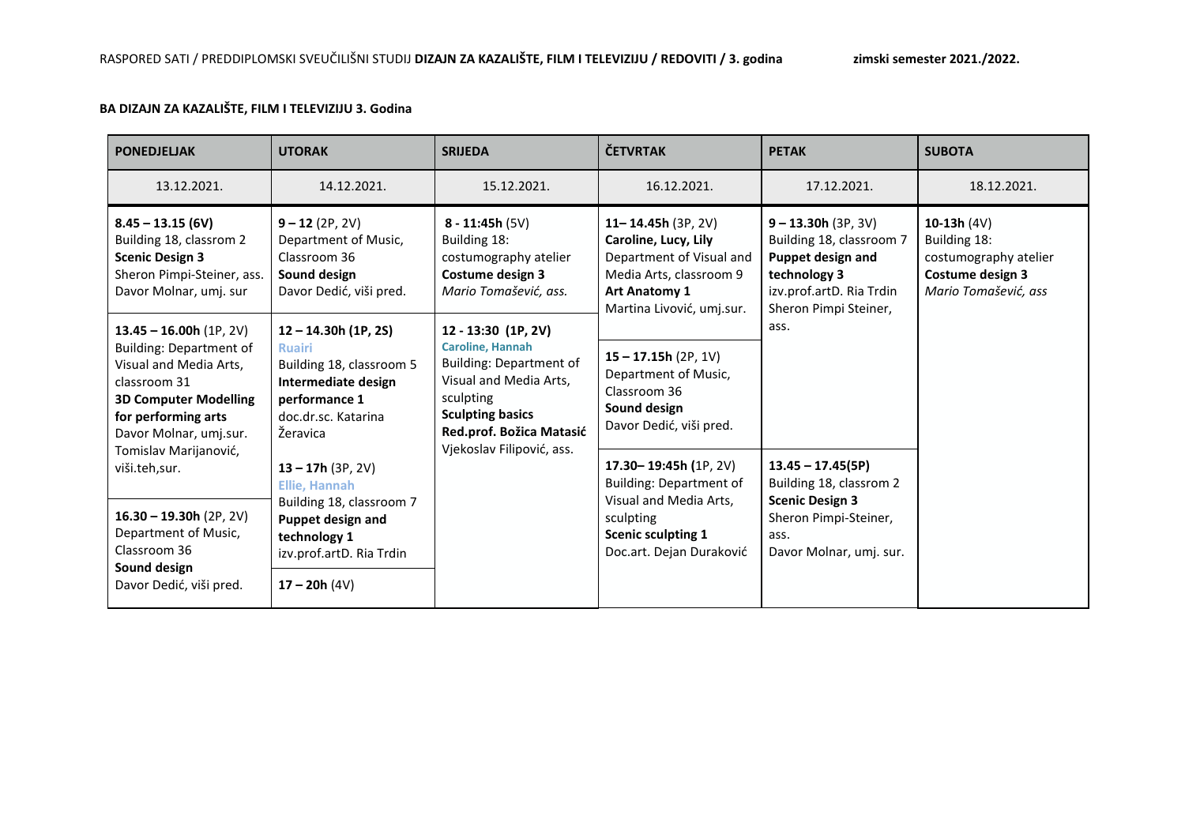RASPORED SATI / PREDDIPLOMSKI SVEUČILIŠNI STUDIJ **DIZAJN ZA KAZALIŠTE, FILM I TELEVIZIJU / REDOVITI / 3. godina** **zimski semester 2021./2022.**

**BA DIZAJN ZA KAZALIŠTE, FILM I TELEVIZIJU 3. Godina**

| PONEDJELJAK | UTORAK | SRIJEDA | ČETVRTAK | PETAK | SUBOTA |
|---|---|---|---|---|---|
| 13.12.2021. | 14.12.2021. | 15.12.2021. | 16.12.2021. | 17.12.2021. | 18.12.2021. |
| **8.45 – 13.15 (6V)** Building 18, classrom 2 **Scenic Design 3** Sheron Pimpi-Steiner, ass. Davor Molnar, umj. sur | **9 – 12** (2P, 2V) Department of Music, Classroom 36 **Sound design** Davor Dedić, viši pred. | **8 - 11:45h** (5V) Building 18: costumography atelier **Costume design 3** *Mario Tomašević, ass.* | **11– 14.45h** (3P, 2V) **Caroline, Lucy, Lily** Department of Visual and Media Arts, classroom 9 **Art Anatomy 1** Martina Livović, umj.sur. | **9 – 13.30h** (3P, 3V) Building 18, classroom 7 **Puppet design and technology 3** izv.prof.artD. Ria Trdin Sheron Pimpi Steiner, ass. | **10-13h** (4V) Building 18: costumography atelier **Costume design 3** *Mario Tomašević, ass* |
| **13.45 – 16.00h** (1P, 2V) Building: Department of Visual and Media Arts, classroom 31 **3D Computer Modelling for performing arts** Davor Molnar, umj.sur. Tomislav Marijanović, viši.teh,sur. | **12 – 14.30h (1P, 2S)** **Ruairi** Building 18, classroom 5 **Intermediate design performance 1** doc.dr.sc. Katarina Žeravica | **12 - 13:30 (1P, 2V)** **Caroline, Hannah** Building: Department of Visual and Media Arts, sculpting **Sculpting basics** **Red.prof. Božica Matasić** Vjekoslav Filipović, ass. | **15 – 17.15h** (2P, 1V) Department of Music, Classroom 36 **Sound design** Davor Dedić, viši pred. | | |
| **16.30 – 19.30h** (2P, 2V) Department of Music, Classroom 36 **Sound design** Davor Dedić, viši pred. | **13 – 17h** (3P, 2V) **Ellie, Hannah** Building 18, classroom 7 **Puppet design and technology 1** izv.prof.artD. Ria Trdin | | **17.30– 19:45h** (1P, 2V) Building: Department of Visual and Media Arts, sculpting **Scenic sculpting 1** Doc.art. Dejan Duraković | **13.45 – 17.45(5P)** Building 18, classrom 2 **Scenic Design 3** Sheron Pimpi-Steiner, ass. Davor Molnar, umj. sur. | |
| | **17 – 20h** (4V) | | | | |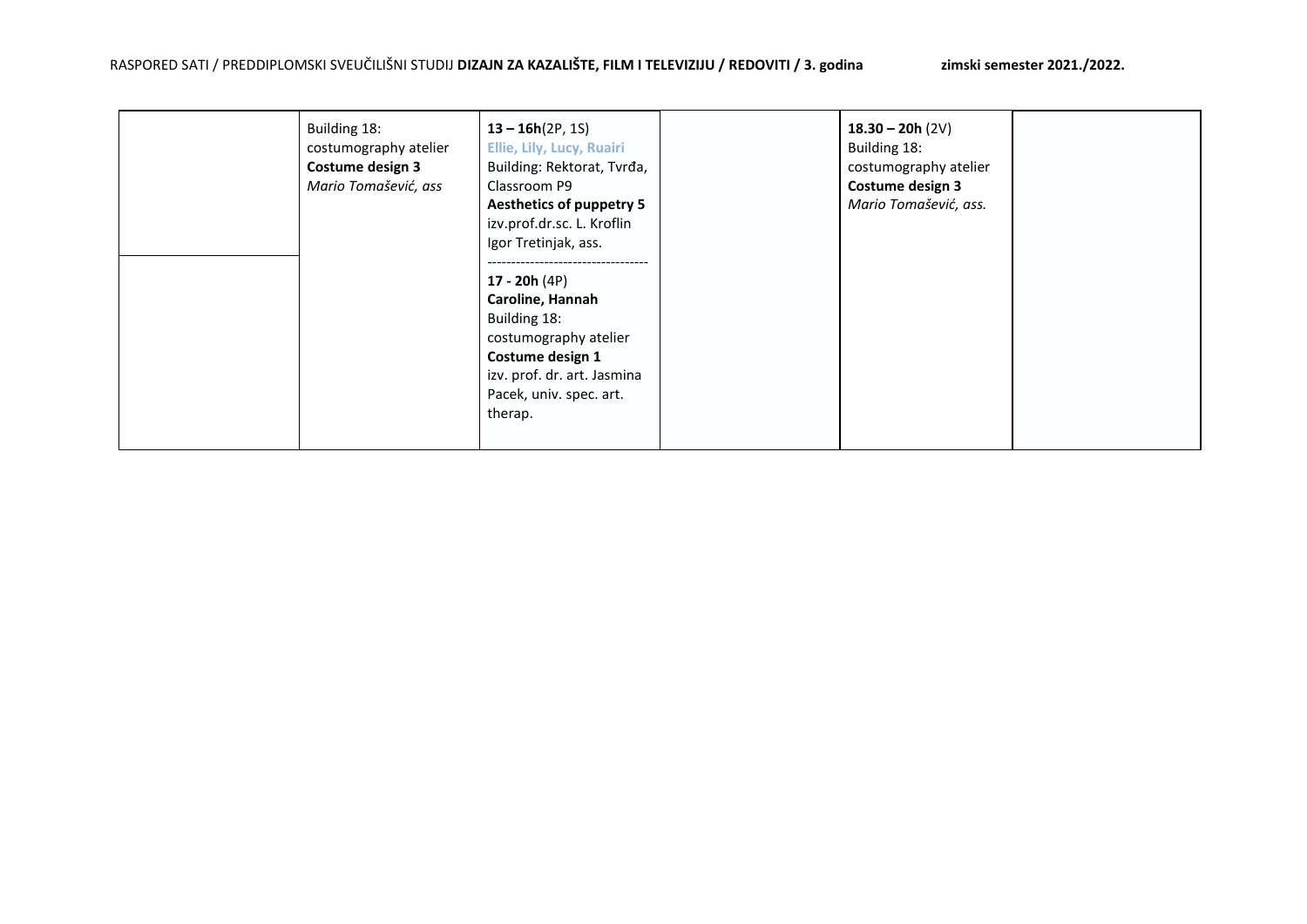| | Building 18:<br>costumography atelier<br>**Costume design 3**<br>*Mario Tomašević, ass* | **13 – 16h**(2P, 1S)<br>**Ellie, Lily, Lucy, Ruairi**<br>Building: Rektorat, Tvrđa, Classroom P9<br>**Aesthetics of puppetry 5**<br>izv.prof.dr.sc. L. Kroflin<br>Igor Tretinjak, ass. | | **18.30 – 20h** (2V)<br>Building 18:<br>costumography atelier<br>**Costume design 3**<br>*Mario Tomašević, ass.* | |
|---|---|---|---|---|---|
| | | **17 - 20h** (4P)<br>**Caroline, Hannah**<br>Building 18:<br>costumography atelier<br>**Costume design 1**<br>izv. prof. dr. art. Jasmina Pacek, univ. spec. art. therap. | | | |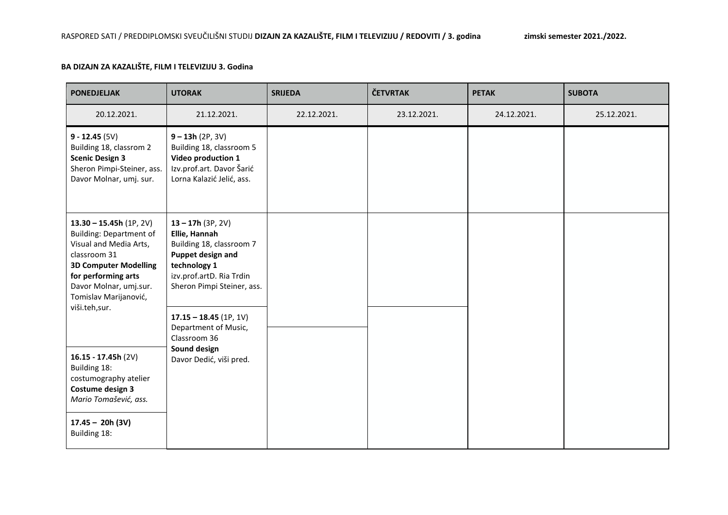RASPORED SATI / PREDDIPLOMSKI SVEUČILIŠNI STUDIJ **DIZAJN ZA KAZALIŠTE, FILM I TELEVIZIJU / REDOVITI / 3. godina** **zimski semester 2021./2022.**

**BA DIZAJN ZA KAZALIŠTE, FILM I TELEVIZIJU 3. Godina**

| PONEDJELJAK | UTORAK | SRIJEDA | ČETVRTAK | PETAK | SUBOTA |
|---|---|---|---|---|---|
| 20.12.2021. | 21.12.2021. | 22.12.2021. | 23.12.2021. | 24.12.2021. | 25.12.2021. |
| **9 - 12.45** (5V) Building 18, classrom 2 **Scenic Design 3** Sheron Pimpi-Steiner, ass. Davor Molnar, umj. sur. | **9 – 13h** (2P, 3V) Building 18, classroom 5 **Video production 1** Izv.prof.art. Davor Šarić Lorna Kalazić Jelić, ass. | | | | |
| **13.30 – 15.45h** (1P, 2V) Building: Department of Visual and Media Arts, classroom 31 **3D Computer Modelling for performing arts** Davor Molnar, umj.sur. Tomislav Marijanović, viši.teh,sur. | **13 – 17h** (3P, 2V) **Ellie, Hannah** Building 18, classroom 7 **Puppet design and technology 1** izv.prof.artD. Ria Trdin Sheron Pimpi Steiner, ass. | | | | |
| | **17.15 – 18.45** (1P, 1V) Department of Music, Classroom 36 **Sound design** Davor Dedić, viši pred. | | | | |
| **16.15 - 17.45h** (2V) Building 18: costumography atelier **Costume design 3** *Mario Tomašević, ass.* | | | | | |
| **17.45 – 20h (3V)** Building 18: | | | | | |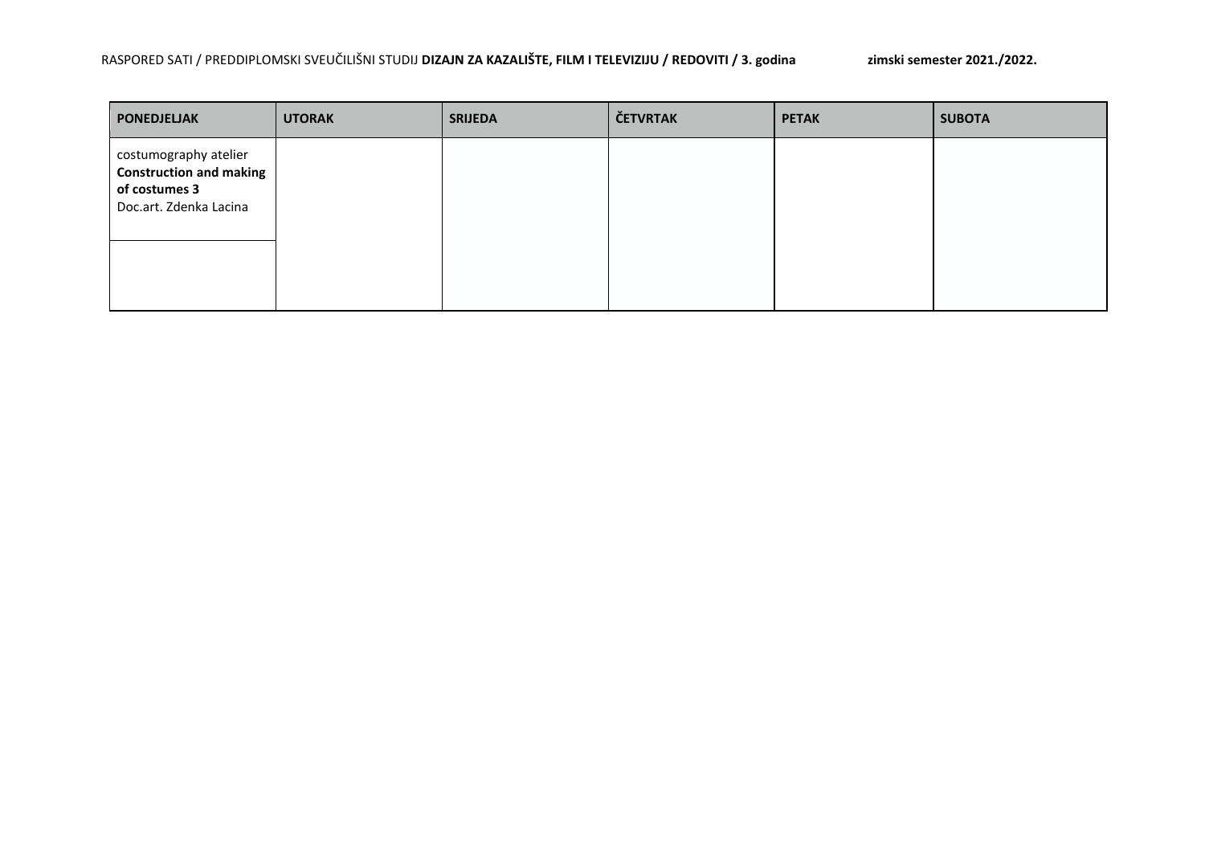RASPORED SATI / PREDDIPLOMSKI SVEUČILIŠNI STUDIJ **DIZAJN ZA KAZALIŠTE, FILM I TELEVIZIJU / REDOVITI / 3. godina** **zimski semester 2021./2022.**

| PONEDJELJAK | UTORAK | SRIJEDA | ČETVRTAK | PETAK | SUBOTA |
|---|---|---|---|---|---|
| costumography atelier **Construction and making of costumes 3** Doc.art. Zdenka Lacina | | | | | |
| | | | | | |